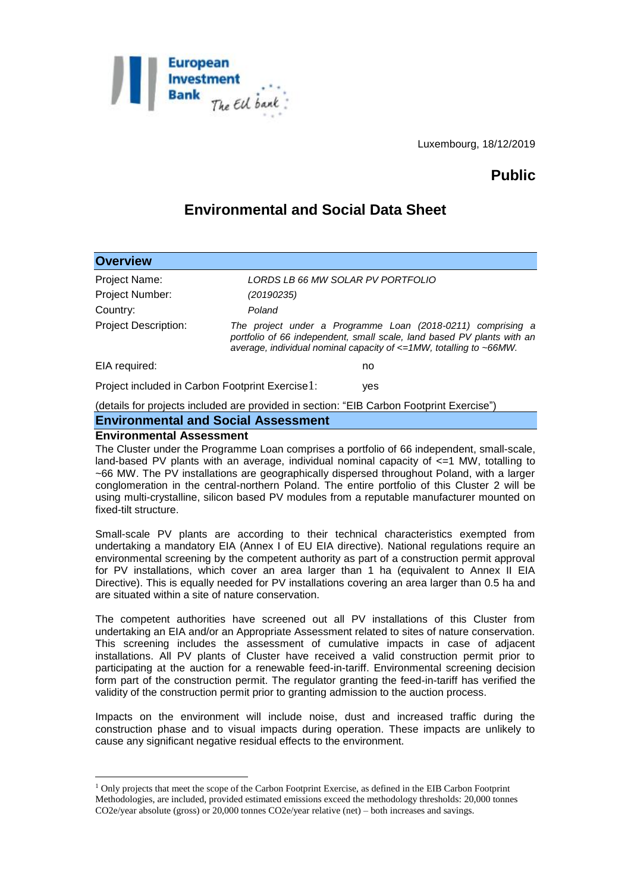Luxembourg, 18/12/2019

**Public**

# Environmental and Social Data Sheet

## Overview

| | |
|---|---|
| Project Name: | *LORDS LB 66 MW SOLAR PV PORTFOLIO* |
| Project Number: | *(20190235)* |
| Country: | *Poland* |
| Project Description: | *The project under a Programme Loan (2018-0211) comprising a portfolio of 66 independent, small scale, land based PV plants with an average, individual nominal capacity of <=1MW, totalling to ~66MW.* |
| EIA required: | no |
| Project included in Carbon Footprint Exercise[1]: | yes |

(details for projects included are provided in section: "EIB Carbon Footprint Exercise")

## Environmental and Social Assessment

### Environmental Assessment

The Cluster under the Programme Loan comprises a portfolio of 66 independent, small-scale, land-based PV plants with an average, individual nominal capacity of <=1 MW, totalling to ~66 MW. The PV installations are geographically dispersed throughout Poland, with a larger conglomeration in the central-northern Poland. The entire portfolio of this Cluster 2 will be using multi-crystalline, silicon based PV modules from a reputable manufacturer mounted on fixed-tilt structure.

Small-scale PV plants are according to their technical characteristics exempted from undertaking a mandatory EIA (Annex I of EU EIA directive). National regulations require an environmental screening by the competent authority as part of a construction permit approval for PV installations, which cover an area larger than 1 ha (equivalent to Annex II EIA Directive). This is equally needed for PV installations covering an area larger than 0.5 ha and are situated within a site of nature conservation.

The competent authorities have screened out all PV installations of this Cluster from undertaking an EIA and/or an Appropriate Assessment related to sites of nature conservation. This screening includes the assessment of cumulative impacts in case of adjacent installations. All PV plants of Cluster have received a valid construction permit prior to participating at the auction for a renewable feed-in-tariff. Environmental screening decision form part of the construction permit. The regulator granting the feed-in-tariff has verified the validity of the construction permit prior to granting admission to the auction process.

Impacts on the environment will include noise, dust and increased traffic during the construction phase and to visual impacts during operation. These impacts are unlikely to cause any significant negative residual effects to the environment.

---

[1] Only projects that meet the scope of the Carbon Footprint Exercise, as defined in the EIB Carbon Footprint Methodologies, are included, provided estimated emissions exceed the methodology thresholds: 20,000 tonnes $CO_2e$/year absolute (gross) or 20,000 tonnes $CO_2e$/year relative (net) – both increases and savings.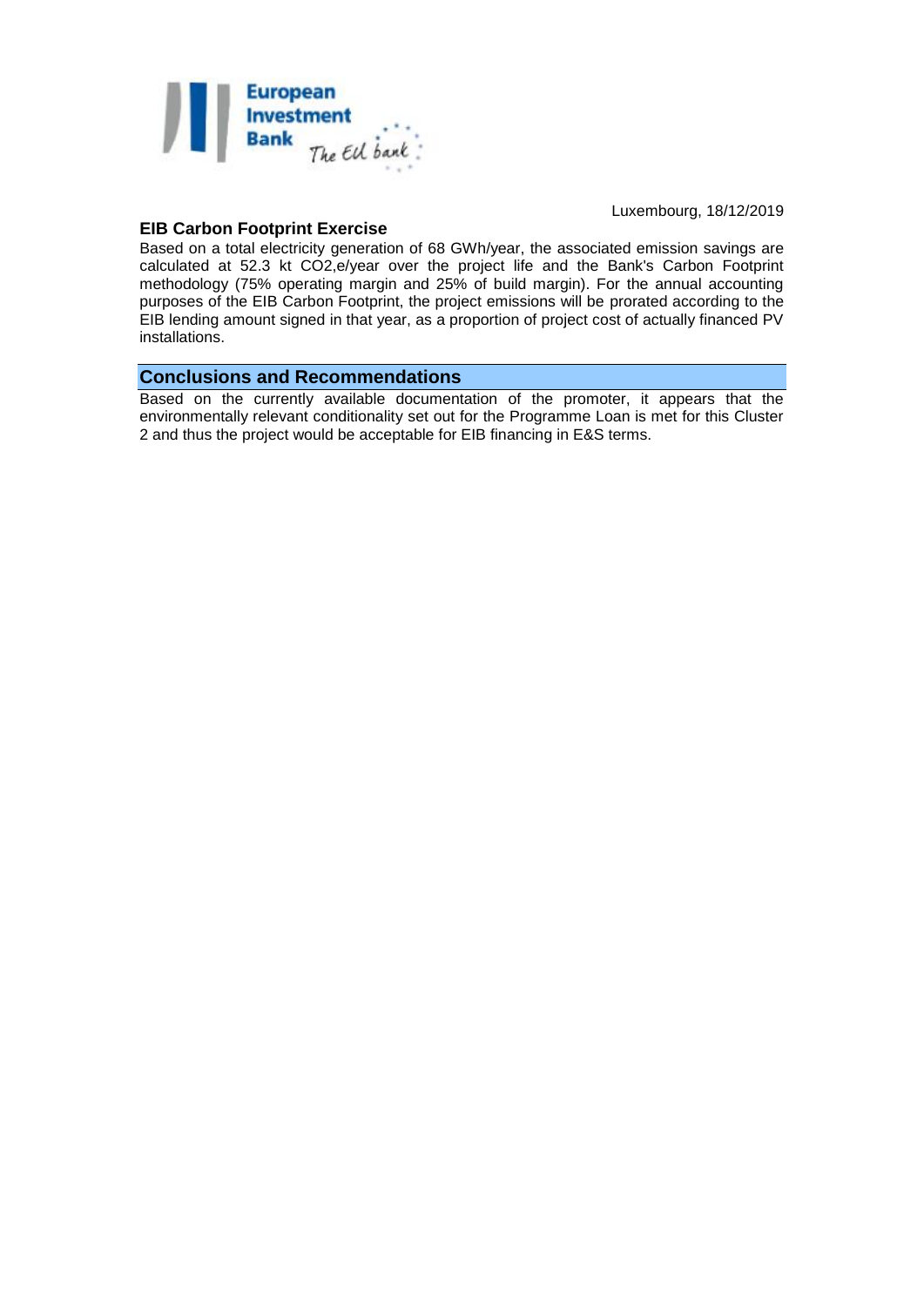Luxembourg, 18/12/2019

**EIB Carbon Footprint Exercise**

Based on a total electricity generation of 68 GWh/year, the associated emission savings are calculated at 52.3 kt $CO_{2,e}$/year over the project life and the Bank's Carbon Footprint methodology (75% operating margin and 25% of build margin). For the annual accounting purposes of the EIB Carbon Footprint, the project emissions will be prorated according to the EIB lending amount signed in that year, as a proportion of project cost of actually financed PV installations.

## Conclusions and Recommendations

Based on the currently available documentation of the promoter, it appears that the environmentally relevant conditionality set out for the Programme Loan is met for this Cluster 2 and thus the project would be acceptable for EIB financing in E&S terms.